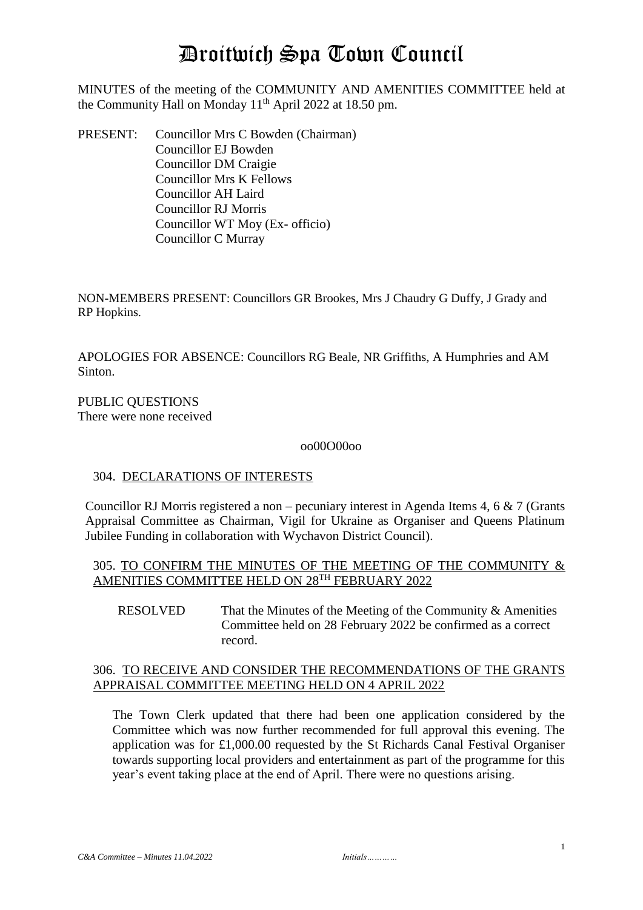# Droitwich Spa Town Council

MINUTES of the meeting of the COMMUNITY AND AMENITIES COMMITTEE held at the Community Hall on Monday 11th April 2022 at 18.50 pm.

PRESENT: Councillor Mrs C Bowden (Chairman)
Councillor EJ Bowden
Councillor DM Craigie
Councillor Mrs K Fellows
Councillor AH Laird
Councillor RJ Morris
Councillor WT Moy (Ex- officio)
Councillor C Murray

NON-MEMBERS PRESENT: Councillors GR Brookes, Mrs J Chaudry G Duffy, J Grady and RP Hopkins.

APOLOGIES FOR ABSENCE: Councillors RG Beale, NR Griffiths, A Humphries and AM Sinton.

PUBLIC QUESTIONS
There were none received

oo00O00oo

304. DECLARATIONS OF INTERESTS

Councillor RJ Morris registered a non – pecuniary interest in Agenda Items 4, 6 & 7 (Grants Appraisal Committee as Chairman, Vigil for Ukraine as Organiser and Queens Platinum Jubilee Funding in collaboration with Wychavon District Council).

305. TO CONFIRM THE MINUTES OF THE MEETING OF THE COMMUNITY & AMENITIES COMMITTEE HELD ON 28TH FEBRUARY 2022

RESOLVED That the Minutes of the Meeting of the Community & Amenities Committee held on 28 February 2022 be confirmed as a correct record.

306. TO RECEIVE AND CONSIDER THE RECOMMENDATIONS OF THE GRANTS APPRAISAL COMMITTEE MEETING HELD ON 4 APRIL 2022

The Town Clerk updated that there had been one application considered by the Committee which was now further recommended for full approval this evening. The application was for £1,000.00 requested by the St Richards Canal Festival Organiser towards supporting local providers and entertainment as part of the programme for this year's event taking place at the end of April. There were no questions arising.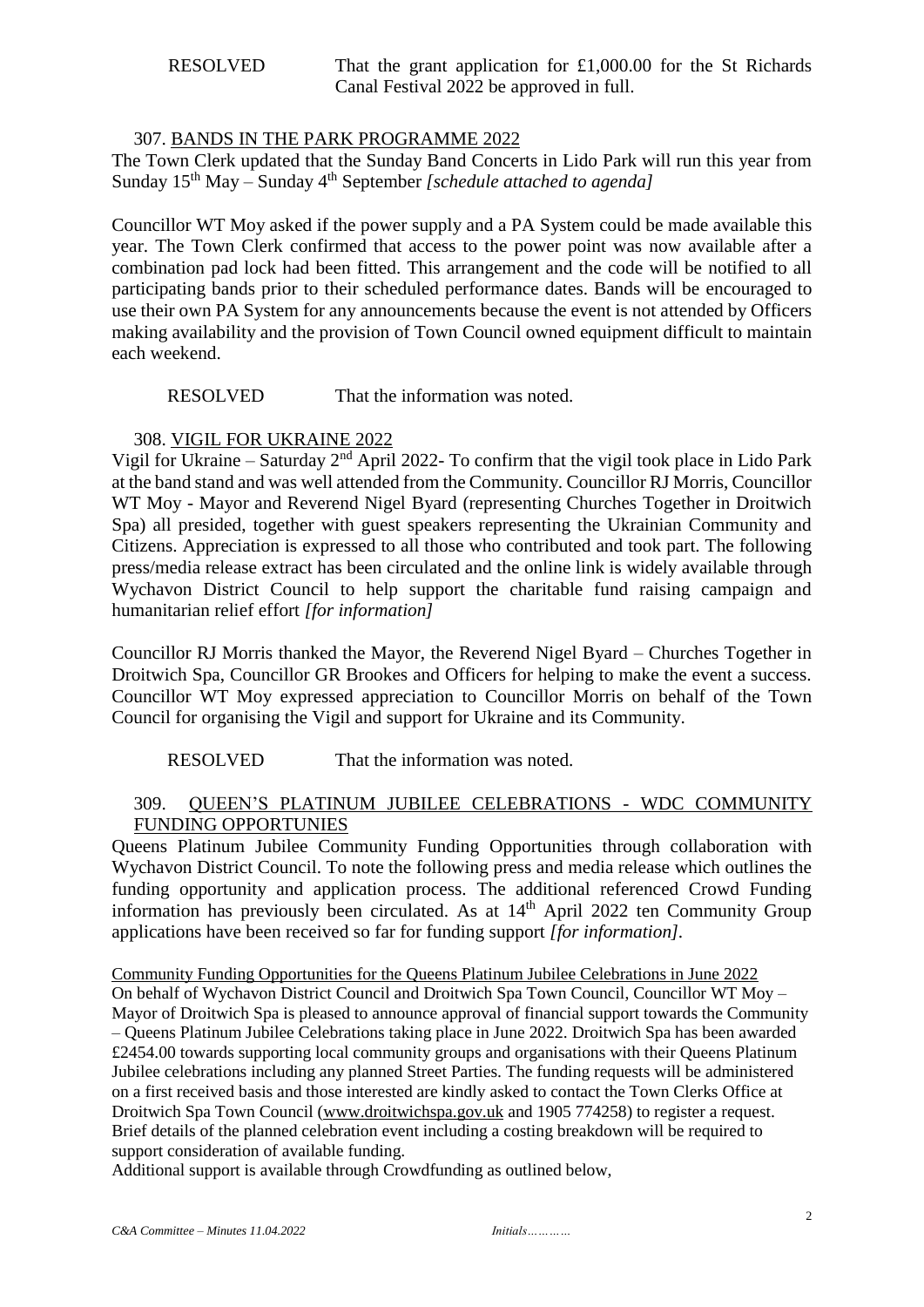RESOLVED That the grant application for £1,000.00 for the St Richards Canal Festival 2022 be approved in full.

## 307. BANDS IN THE PARK PROGRAMME 2022

The Town Clerk updated that the Sunday Band Concerts in Lido Park will run this year from Sunday 15th May – Sunday 4th September *[schedule attached to agenda]*

Councillor WT Moy asked if the power supply and a PA System could be made available this year. The Town Clerk confirmed that access to the power point was now available after a combination pad lock had been fitted. This arrangement and the code will be notified to all participating bands prior to their scheduled performance dates. Bands will be encouraged to use their own PA System for any announcements because the event is not attended by Officers making availability and the provision of Town Council owned equipment difficult to maintain each weekend.

RESOLVED That the information was noted.

## 308. VIGIL FOR UKRAINE 2022

Vigil for Ukraine – Saturday 2nd April 2022- To confirm that the vigil took place in Lido Park at the band stand and was well attended from the Community. Councillor RJ Morris, Councillor WT Moy - Mayor and Reverend Nigel Byard (representing Churches Together in Droitwich Spa) all presided, together with guest speakers representing the Ukrainian Community and Citizens. Appreciation is expressed to all those who contributed and took part. The following press/media release extract has been circulated and the online link is widely available through Wychavon District Council to help support the charitable fund raising campaign and humanitarian relief effort *[for information]*

Councillor RJ Morris thanked the Mayor, the Reverend Nigel Byard – Churches Together in Droitwich Spa, Councillor GR Brookes and Officers for helping to make the event a success. Councillor WT Moy expressed appreciation to Councillor Morris on behalf of the Town Council for organising the Vigil and support for Ukraine and its Community.

RESOLVED That the information was noted.

## 309. QUEEN'S PLATINUM JUBILEE CELEBRATIONS - WDC COMMUNITY FUNDING OPPORTUNIES

Queens Platinum Jubilee Community Funding Opportunities through collaboration with Wychavon District Council. To note the following press and media release which outlines the funding opportunity and application process. The additional referenced Crowd Funding information has previously been circulated. As at 14th April 2022 ten Community Group applications have been received so far for funding support *[for information]*.

Community Funding Opportunities for the Queens Platinum Jubilee Celebrations in June 2022

On behalf of Wychavon District Council and Droitwich Spa Town Council, Councillor WT Moy – Mayor of Droitwich Spa is pleased to announce approval of financial support towards the Community – Queens Platinum Jubilee Celebrations taking place in June 2022. Droitwich Spa has been awarded £2454.00 towards supporting local community groups and organisations with their Queens Platinum Jubilee celebrations including any planned Street Parties. The funding requests will be administered on a first received basis and those interested are kindly asked to contact the Town Clerks Office at Droitwich Spa Town Council (www.droitwichspa.gov.uk and 1905 774258) to register a request. Brief details of the planned celebration event including a costing breakdown will be required to support consideration of available funding.

Additional support is available through Crowdfunding as outlined below,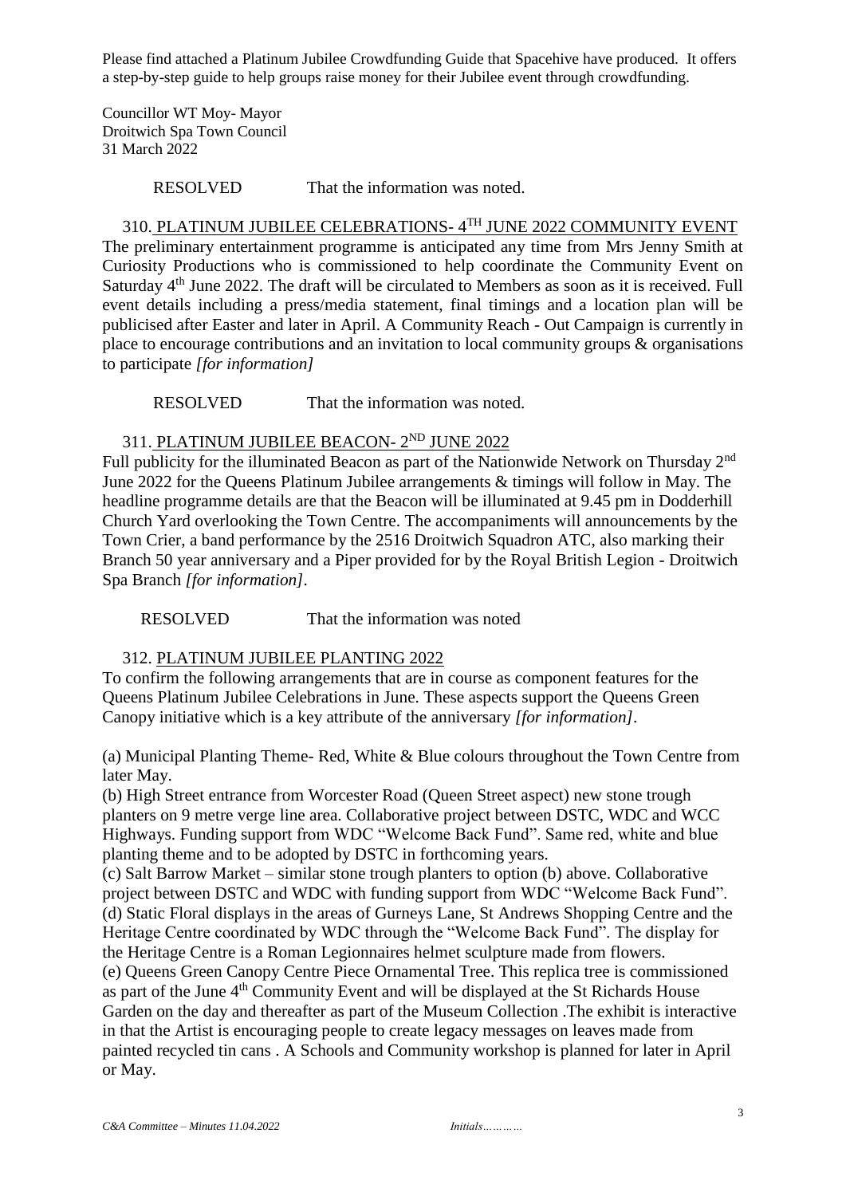Please find attached a Platinum Jubilee Crowdfunding Guide that Spacehive have produced. It offers a step-by-step guide to help groups raise money for their Jubilee event through crowdfunding.

Councillor WT Moy- Mayor
Droitwich Spa Town Council
31 March 2022

RESOLVED That the information was noted.

310. PLATINUM JUBILEE CELEBRATIONS- 4TH JUNE 2022 COMMUNITY EVENT

The preliminary entertainment programme is anticipated any time from Mrs Jenny Smith at Curiosity Productions who is commissioned to help coordinate the Community Event on Saturday 4th June 2022. The draft will be circulated to Members as soon as it is received. Full event details including a press/media statement, final timings and a location plan will be publicised after Easter and later in April. A Community Reach - Out Campaign is currently in place to encourage contributions and an invitation to local community groups & organisations to participate *[for information]*

RESOLVED That the information was noted.

311. PLATINUM JUBILEE BEACON- 2ND JUNE 2022

Full publicity for the illuminated Beacon as part of the Nationwide Network on Thursday 2nd June 2022 for the Queens Platinum Jubilee arrangements & timings will follow in May. The headline programme details are that the Beacon will be illuminated at 9.45 pm in Dodderhill Church Yard overlooking the Town Centre. The accompaniments will announcements by the Town Crier, a band performance by the 2516 Droitwich Squadron ATC, also marking their Branch 50 year anniversary and a Piper provided for by the Royal British Legion - Droitwich Spa Branch *[for information]*.

RESOLVED That the information was noted

312. PLATINUM JUBILEE PLANTING 2022

To confirm the following arrangements that are in course as component features for the Queens Platinum Jubilee Celebrations in June. These aspects support the Queens Green Canopy initiative which is a key attribute of the anniversary *[for information]*.

(a) Municipal Planting Theme- Red, White & Blue colours throughout the Town Centre from later May.
(b) High Street entrance from Worcester Road (Queen Street aspect) new stone trough planters on 9 metre verge line area. Collaborative project between DSTC, WDC and WCC Highways. Funding support from WDC "Welcome Back Fund". Same red, white and blue planting theme and to be adopted by DSTC in forthcoming years.
(c) Salt Barrow Market – similar stone trough planters to option (b) above. Collaborative project between DSTC and WDC with funding support from WDC "Welcome Back Fund".
(d) Static Floral displays in the areas of Gurneys Lane, St Andrews Shopping Centre and the Heritage Centre coordinated by WDC through the "Welcome Back Fund". The display for the Heritage Centre is a Roman Legionnaires helmet sculpture made from flowers.
(e) Queens Green Canopy Centre Piece Ornamental Tree. This replica tree is commissioned as part of the June 4th Community Event and will be displayed at the St Richards House Garden on the day and thereafter as part of the Museum Collection .The exhibit is interactive in that the Artist is encouraging people to create legacy messages on leaves made from painted recycled tin cans . A Schools and Community workshop is planned for later in April or May.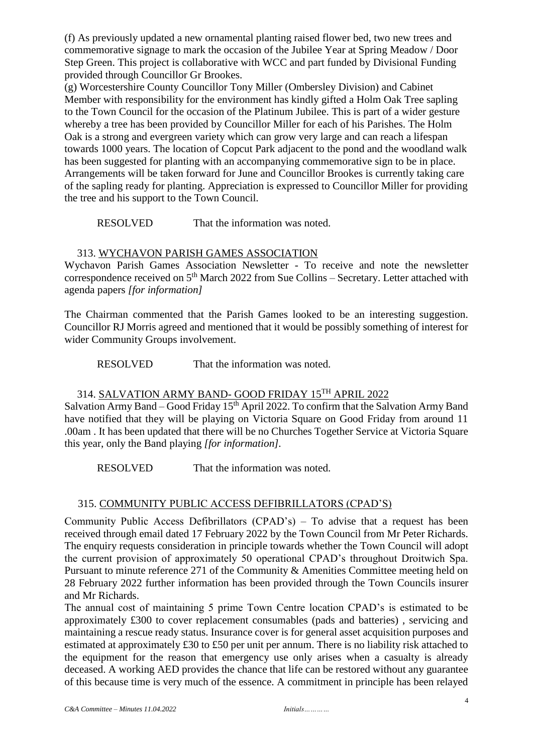(f) As previously updated a new ornamental planting raised flower bed, two new trees and commemorative signage to mark the occasion of the Jubilee Year at Spring Meadow / Door Step Green. This project is collaborative with WCC and part funded by Divisional Funding provided through Councillor Gr Brookes.

(g) Worcestershire County Councillor Tony Miller (Ombersley Division) and Cabinet Member with responsibility for the environment has kindly gifted a Holm Oak Tree sapling to the Town Council for the occasion of the Platinum Jubilee. This is part of a wider gesture whereby a tree has been provided by Councillor Miller for each of his Parishes. The Holm Oak is a strong and evergreen variety which can grow very large and can reach a lifespan towards 1000 years. The location of Copcut Park adjacent to the pond and the woodland walk has been suggested for planting with an accompanying commemorative sign to be in place. Arrangements will be taken forward for June and Councillor Brookes is currently taking care of the sapling ready for planting. Appreciation is expressed to Councillor Miller for providing the tree and his support to the Town Council.

RESOLVED That the information was noted.

## 313. WYCHAVON PARISH GAMES ASSOCIATION

Wychavon Parish Games Association Newsletter - To receive and note the newsletter correspondence received on 5th March 2022 from Sue Collins – Secretary. Letter attached with agenda papers *[for information]*

The Chairman commented that the Parish Games looked to be an interesting suggestion. Councillor RJ Morris agreed and mentioned that it would be possibly something of interest for wider Community Groups involvement.

RESOLVED That the information was noted.

## 314. SALVATION ARMY BAND- GOOD FRIDAY 15TH APRIL 2022

Salvation Army Band – Good Friday 15th April 2022. To confirm that the Salvation Army Band have notified that they will be playing on Victoria Square on Good Friday from around 11 .00am . It has been updated that there will be no Churches Together Service at Victoria Square this year, only the Band playing *[for information]*.

RESOLVED That the information was noted.

## 315. COMMUNITY PUBLIC ACCESS DEFIBRILLATORS (CPAD'S)

Community Public Access Defibrillators (CPAD's) – To advise that a request has been received through email dated 17 February 2022 by the Town Council from Mr Peter Richards. The enquiry requests consideration in principle towards whether the Town Council will adopt the current provision of approximately 50 operational CPAD's throughout Droitwich Spa. Pursuant to minute reference 271 of the Community & Amenities Committee meeting held on 28 February 2022 further information has been provided through the Town Councils insurer and Mr Richards.

The annual cost of maintaining 5 prime Town Centre location CPAD's is estimated to be approximately £300 to cover replacement consumables (pads and batteries) , servicing and maintaining a rescue ready status. Insurance cover is for general asset acquisition purposes and estimated at approximately £30 to £50 per unit per annum. There is no liability risk attached to the equipment for the reason that emergency use only arises when a casualty is already deceased. A working AED provides the chance that life can be restored without any guarantee of this because time is very much of the essence. A commitment in principle has been relayed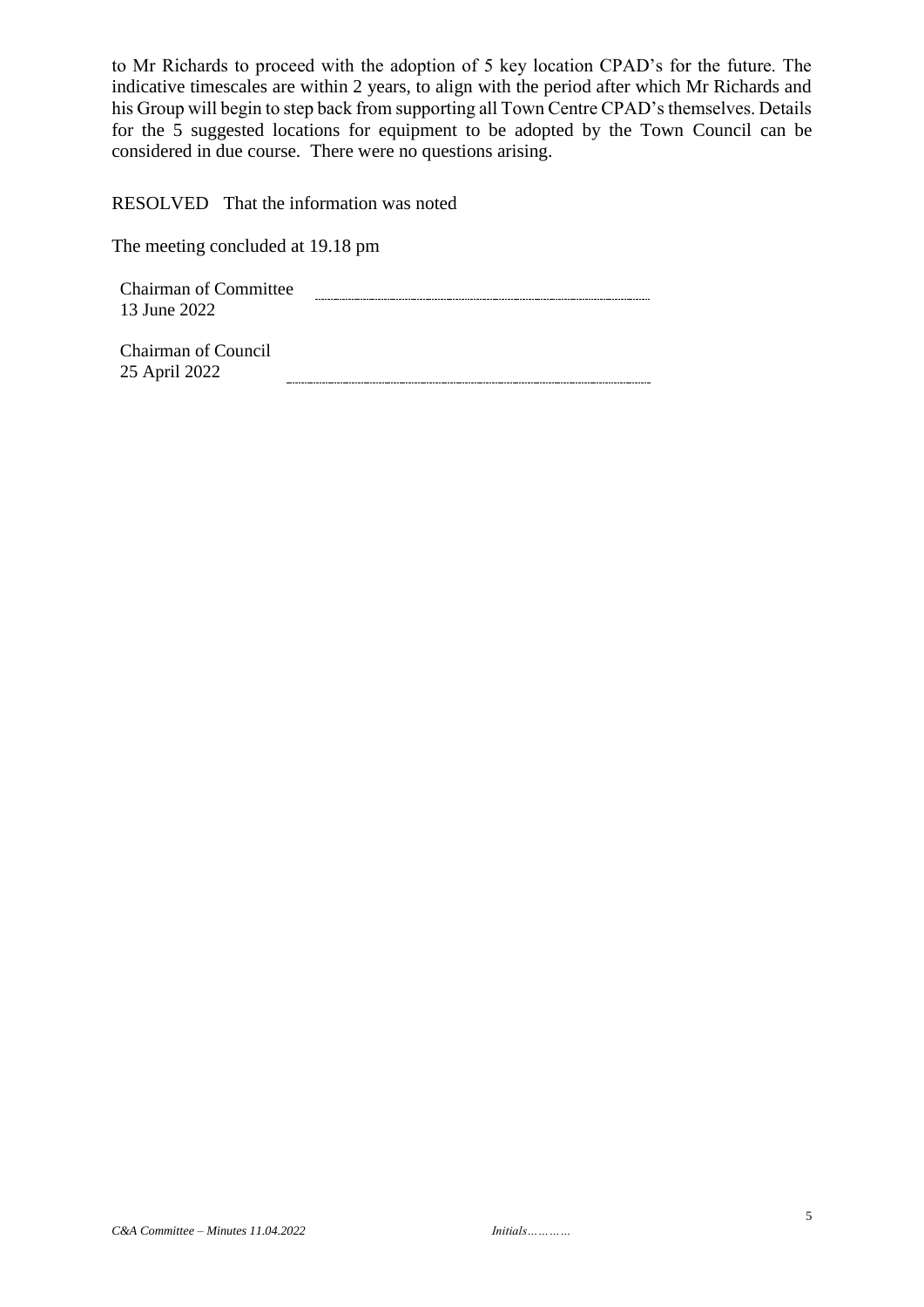to Mr Richards to proceed with the adoption of 5 key location CPAD's for the future. The indicative timescales are within 2 years, to align with the period after which Mr Richards and his Group will begin to step back from supporting all Town Centre CPAD's themselves. Details for the 5 suggested locations for equipment to be adopted by the Town Council can be considered in due course. There were no questions arising.

RESOLVED That the information was noted

The meeting concluded at 19.18 pm

Chairman of Committee
13 June 2022 ..............................................

Chairman of Council
25 April 2022 ..............................................